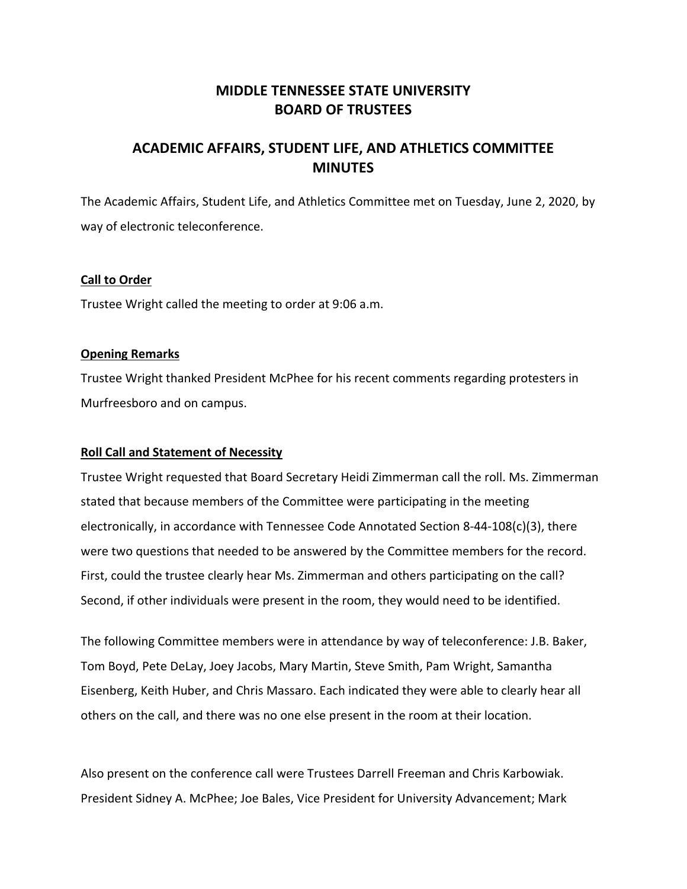# MIDDLE TENNESSEE STATE UNIVERSITY
# BOARD OF TRUSTEES

## ACADEMIC AFFAIRS, STUDENT LIFE, AND ATHLETICS COMMITTEE MINUTES

The Academic Affairs, Student Life, and Athletics Committee met on Tuesday, June 2, 2020, by way of electronic teleconference.

**Call to Order**

Trustee Wright called the meeting to order at 9:06 a.m.

**Opening Remarks**

Trustee Wright thanked President McPhee for his recent comments regarding protesters in Murfreesboro and on campus.

**Roll Call and Statement of Necessity**

Trustee Wright requested that Board Secretary Heidi Zimmerman call the roll. Ms. Zimmerman stated that because members of the Committee were participating in the meeting electronically, in accordance with Tennessee Code Annotated Section 8-44-108(c)(3), there were two questions that needed to be answered by the Committee members for the record. First, could the trustee clearly hear Ms. Zimmerman and others participating on the call? Second, if other individuals were present in the room, they would need to be identified.

The following Committee members were in attendance by way of teleconference: J.B. Baker, Tom Boyd, Pete DeLay, Joey Jacobs, Mary Martin, Steve Smith, Pam Wright, Samantha Eisenberg, Keith Huber, and Chris Massaro. Each indicated they were able to clearly hear all others on the call, and there was no one else present in the room at their location.

Also present on the conference call were Trustees Darrell Freeman and Chris Karbowiak. President Sidney A. McPhee; Joe Bales, Vice President for University Advancement; Mark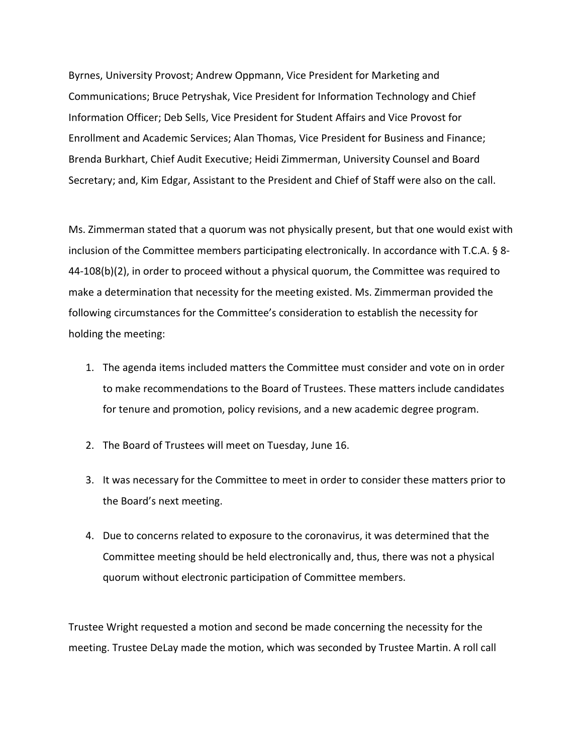Byrnes, University Provost; Andrew Oppmann, Vice President for Marketing and Communications; Bruce Petryshak, Vice President for Information Technology and Chief Information Officer; Deb Sells, Vice President for Student Affairs and Vice Provost for Enrollment and Academic Services; Alan Thomas, Vice President for Business and Finance; Brenda Burkhart, Chief Audit Executive; Heidi Zimmerman, University Counsel and Board Secretary; and, Kim Edgar, Assistant to the President and Chief of Staff were also on the call.

Ms. Zimmerman stated that a quorum was not physically present, but that one would exist with inclusion of the Committee members participating electronically. In accordance with T.C.A. § 8-44-108(b)(2), in order to proceed without a physical quorum, the Committee was required to make a determination that necessity for the meeting existed. Ms. Zimmerman provided the following circumstances for the Committee's consideration to establish the necessity for holding the meeting:

1. The agenda items included matters the Committee must consider and vote on in order to make recommendations to the Board of Trustees. These matters include candidates for tenure and promotion, policy revisions, and a new academic degree program.

2. The Board of Trustees will meet on Tuesday, June 16.

3. It was necessary for the Committee to meet in order to consider these matters prior to the Board's next meeting.

4. Due to concerns related to exposure to the coronavirus, it was determined that the Committee meeting should be held electronically and, thus, there was not a physical quorum without electronic participation of Committee members.

Trustee Wright requested a motion and second be made concerning the necessity for the meeting. Trustee DeLay made the motion, which was seconded by Trustee Martin. A roll call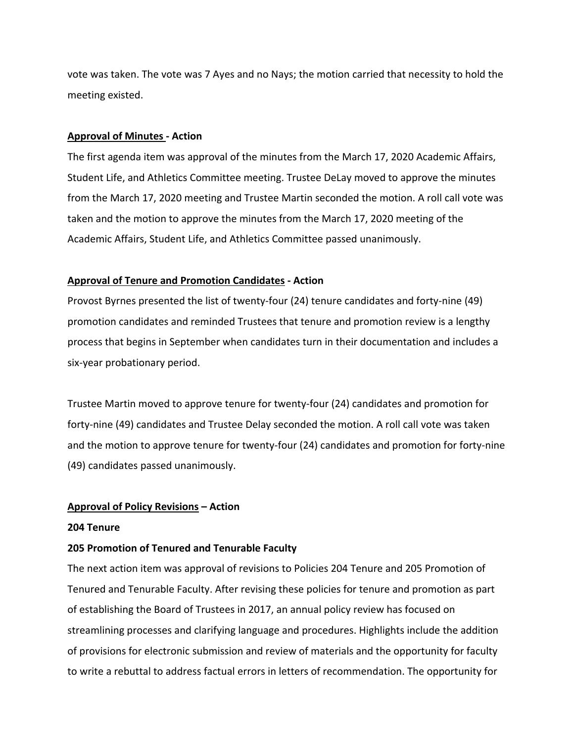vote was taken. The vote was 7 Ayes and no Nays; the motion carried that necessity to hold the meeting existed.

**Approval of Minutes - Action**

The first agenda item was approval of the minutes from the March 17, 2020 Academic Affairs, Student Life, and Athletics Committee meeting. Trustee DeLay moved to approve the minutes from the March 17, 2020 meeting and Trustee Martin seconded the motion. A roll call vote was taken and the motion to approve the minutes from the March 17, 2020 meeting of the Academic Affairs, Student Life, and Athletics Committee passed unanimously.

**Approval of Tenure and Promotion Candidates - Action**

Provost Byrnes presented the list of twenty-four (24) tenure candidates and forty-nine (49) promotion candidates and reminded Trustees that tenure and promotion review is a lengthy process that begins in September when candidates turn in their documentation and includes a six-year probationary period.

Trustee Martin moved to approve tenure for twenty-four (24) candidates and promotion for forty-nine (49) candidates and Trustee Delay seconded the motion. A roll call vote was taken and the motion to approve tenure for twenty-four (24) candidates and promotion for forty-nine (49) candidates passed unanimously.

**Approval of Policy Revisions – Action**

**204 Tenure**

**205 Promotion of Tenured and Tenurable Faculty**

The next action item was approval of revisions to Policies 204 Tenure and 205 Promotion of Tenured and Tenurable Faculty. After revising these policies for tenure and promotion as part of establishing the Board of Trustees in 2017, an annual policy review has focused on streamlining processes and clarifying language and procedures. Highlights include the addition of provisions for electronic submission and review of materials and the opportunity for faculty to write a rebuttal to address factual errors in letters of recommendation. The opportunity for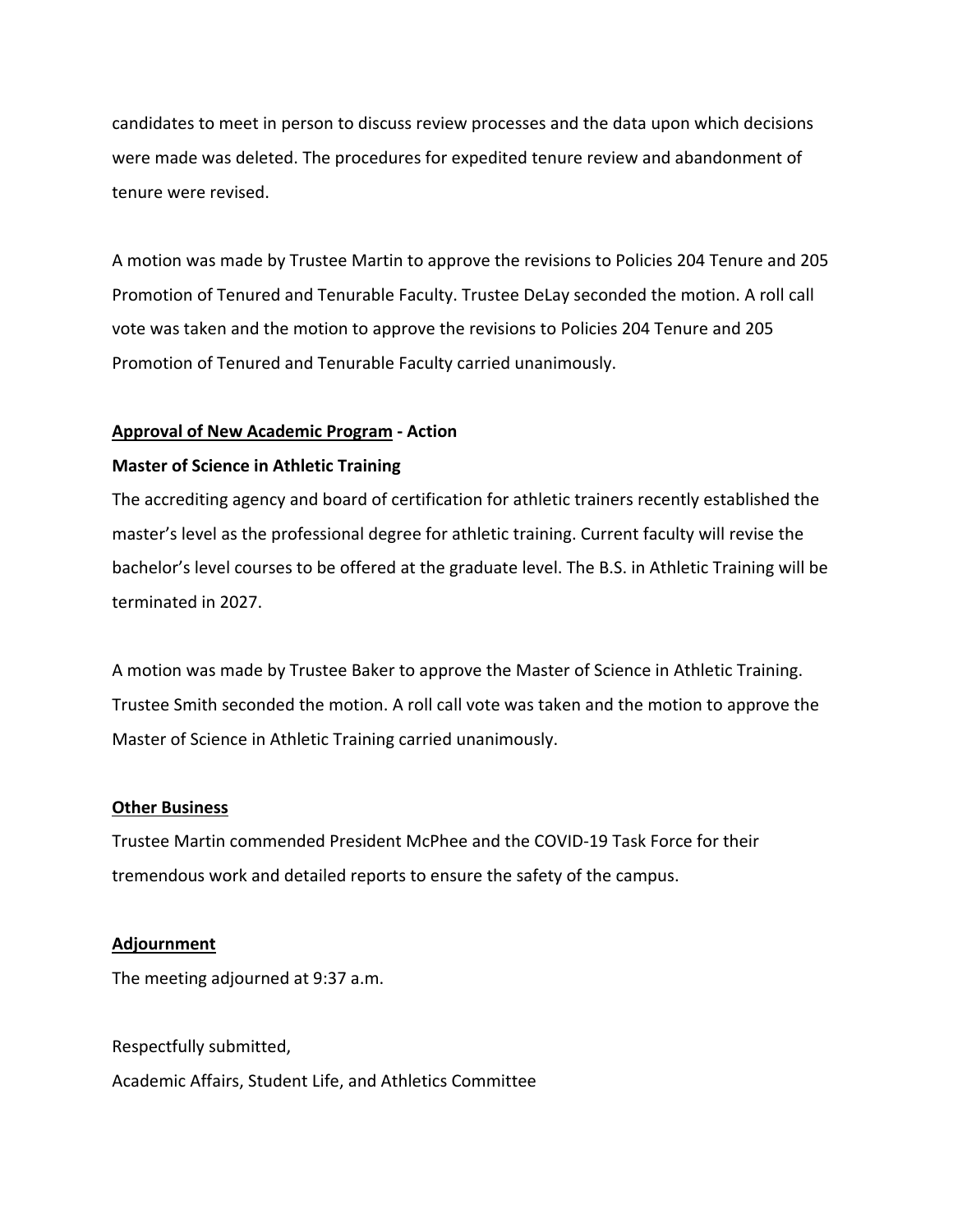candidates to meet in person to discuss review processes and the data upon which decisions were made was deleted. The procedures for expedited tenure review and abandonment of tenure were revised.

A motion was made by Trustee Martin to approve the revisions to Policies 204 Tenure and 205 Promotion of Tenured and Tenurable Faculty. Trustee DeLay seconded the motion. A roll call vote was taken and the motion to approve the revisions to Policies 204 Tenure and 205 Promotion of Tenured and Tenurable Faculty carried unanimously.

**Approval of New Academic Program - Action**

**Master of Science in Athletic Training**

The accrediting agency and board of certification for athletic trainers recently established the master's level as the professional degree for athletic training. Current faculty will revise the bachelor's level courses to be offered at the graduate level. The B.S. in Athletic Training will be terminated in 2027.

A motion was made by Trustee Baker to approve the Master of Science in Athletic Training. Trustee Smith seconded the motion. A roll call vote was taken and the motion to approve the Master of Science in Athletic Training carried unanimously.

**Other Business**

Trustee Martin commended President McPhee and the COVID-19 Task Force for their tremendous work and detailed reports to ensure the safety of the campus.

**Adjournment**

The meeting adjourned at 9:37 a.m.

Respectfully submitted,

Academic Affairs, Student Life, and Athletics Committee